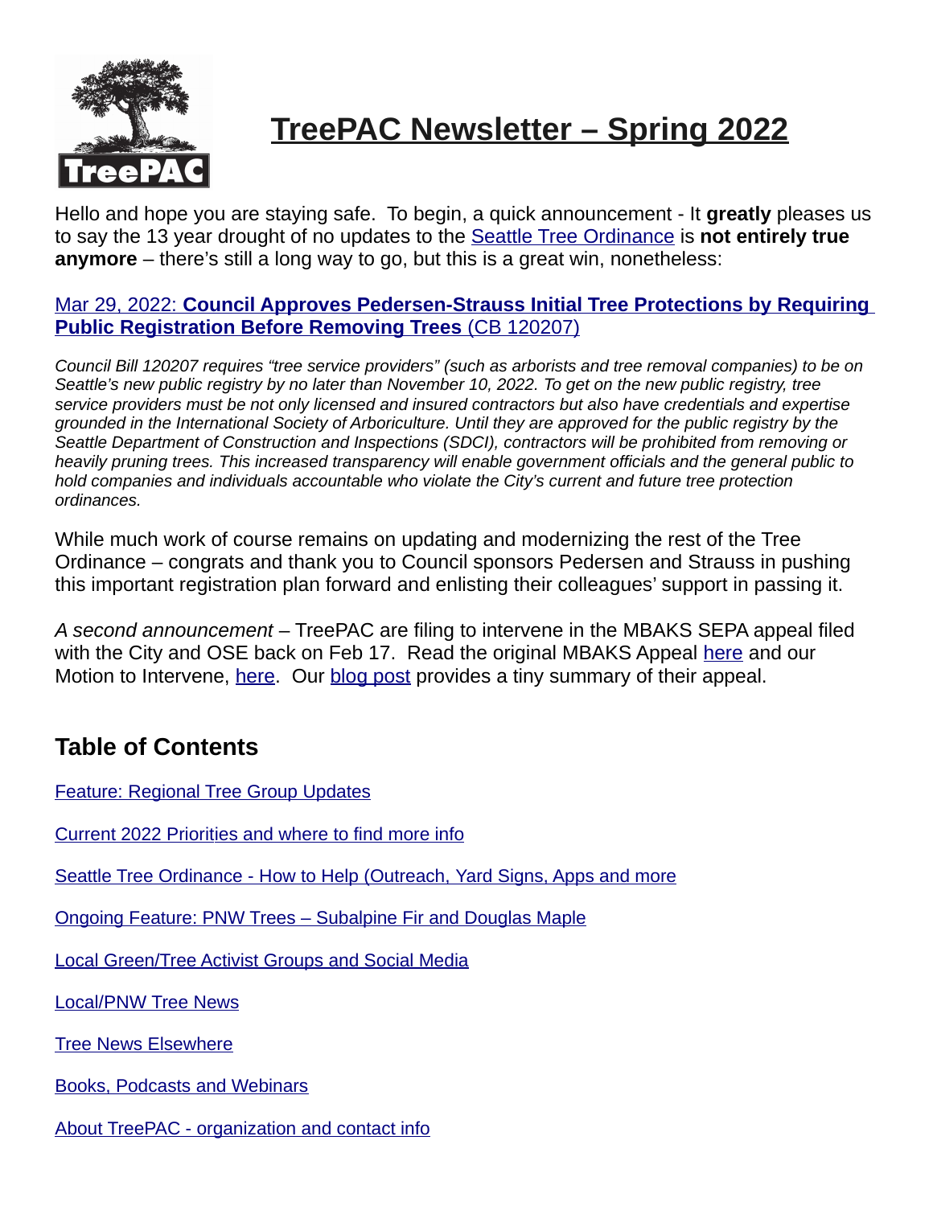# TreePAC Newsletter – Spring 2022

Hello and hope you are staying safe. To begin, a quick announcement - It **greatly** pleases us to say the 13 year drought of no updates to the Seattle Tree Ordinance is **not entirely true anymore** – there's still a long way to go, but this is a great win, nonetheless:

Mar 29, 2022: **Council Approves Pedersen-Strauss Initial Tree Protections by Requiring Public Registration Before Removing Trees** (CB 120207)

*Council Bill 120207 requires "tree service providers" (such as arborists and tree removal companies) to be on Seattle's new public registry by no later than November 10, 2022. To get on the new public registry, tree service providers must be not only licensed and insured contractors but also have credentials and expertise grounded in the International Society of Arboriculture. Until they are approved for the public registry by the Seattle Department of Construction and Inspections (SDCI), contractors will be prohibited from removing or heavily pruning trees. This increased transparency will enable government officials and the general public to hold companies and individuals accountable who violate the City's current and future tree protection ordinances.*

While much work of course remains on updating and modernizing the rest of the Tree Ordinance – congrats and thank you to Council sponsors Pedersen and Strauss in pushing this important registration plan forward and enlisting their colleagues' support in passing it.

*A second announcement* – TreePAC are filing to intervene in the MBAKS SEPA appeal filed with the City and OSE back on Feb 17. Read the original MBAKS Appeal here and our Motion to Intervene, here. Our blog post provides a tiny summary of their appeal.

## Table of Contents

Feature: Regional Tree Group Updates

Current 2022 Priorities and where to find more info

Seattle Tree Ordinance - How to Help (Outreach, Yard Signs, Apps and more

Ongoing Feature: PNW Trees – Subalpine Fir and Douglas Maple

Local Green/Tree Activist Groups and Social Media

Local/PNW Tree News

Tree News Elsewhere

Books, Podcasts and Webinars

About TreePAC - organization and contact info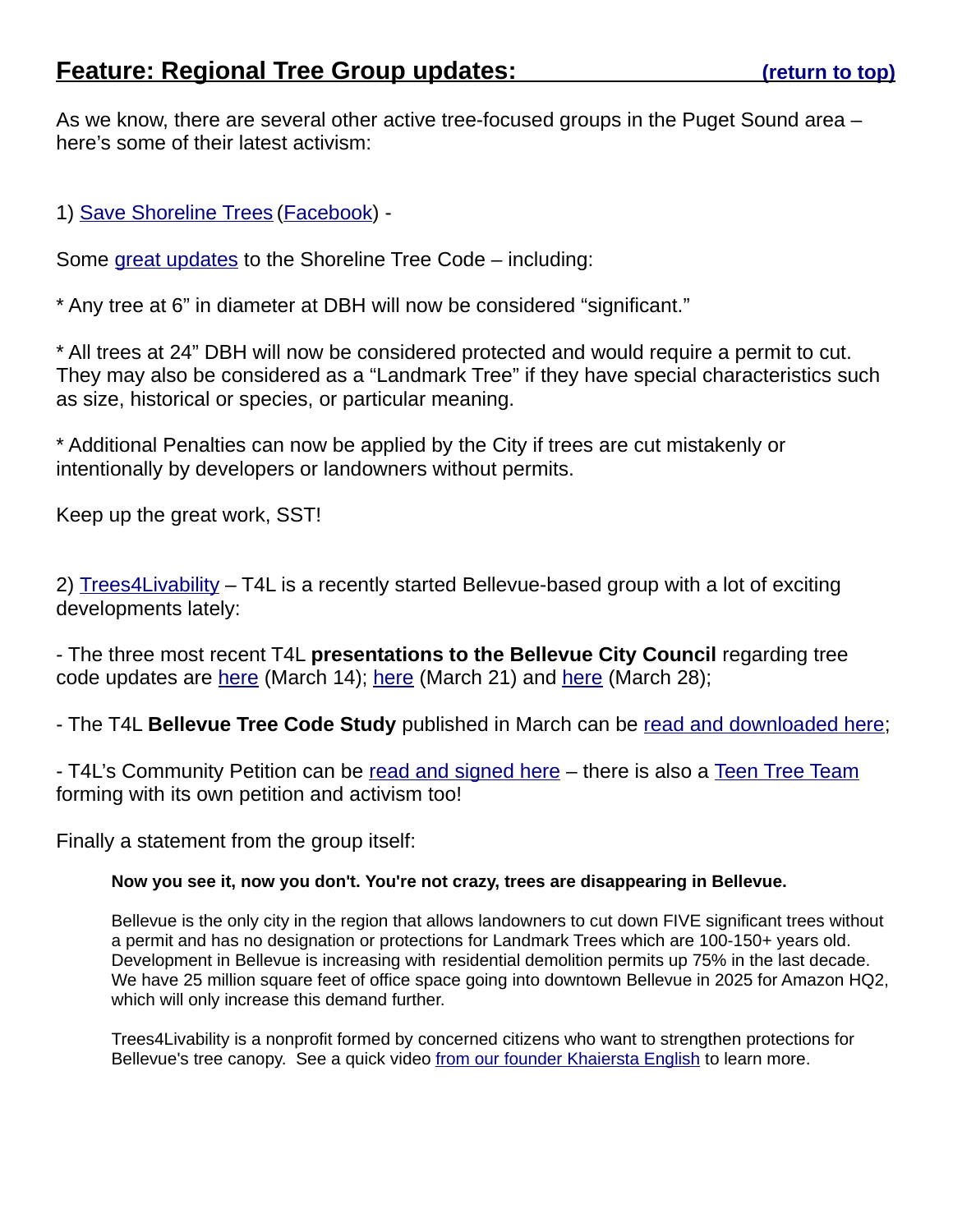## Feature: Regional Tree Group updates: (return to top)

As we know, there are several other active tree-focused groups in the Puget Sound area – here's some of their latest activism:

1) Save Shoreline Trees (Facebook) -

Some great updates to the Shoreline Tree Code – including:

* Any tree at 6" in diameter at DBH will now be considered "significant."

* All trees at 24" DBH will now be considered protected and would require a permit to cut. They may also be considered as a "Landmark Tree" if they have special characteristics such as size, historical or species, or particular meaning.

* Additional Penalties can now be applied by the City if trees are cut mistakenly or intentionally by developers or landowners without permits.

Keep up the great work, SST!

2) Trees4Livability – T4L is a recently started Bellevue-based group with a lot of exciting developments lately:

- The three most recent T4L **presentations to the Bellevue City Council** regarding tree code updates are here (March 14); here (March 21) and here (March 28);

- The T4L **Bellevue Tree Code Study** published in March can be read and downloaded here;

- T4L's Community Petition can be read and signed here – there is also a Teen Tree Team forming with its own petition and activism too!

Finally a statement from the group itself:

> **Now you see it, now you don't. You're not crazy, trees are disappearing in Bellevue.**
>
> Bellevue is the only city in the region that allows landowners to cut down FIVE significant trees without a permit and has no designation or protections for Landmark Trees which are 100-150+ years old. Development in Bellevue is increasing with residential demolition permits up 75% in the last decade. We have 25 million square feet of office space going into downtown Bellevue in 2025 for Amazon HQ2, which will only increase this demand further.
>
> Trees4Livability is a nonprofit formed by concerned citizens who want to strengthen protections for Bellevue's tree canopy. See a quick video from our founder Khaiersta English to learn more.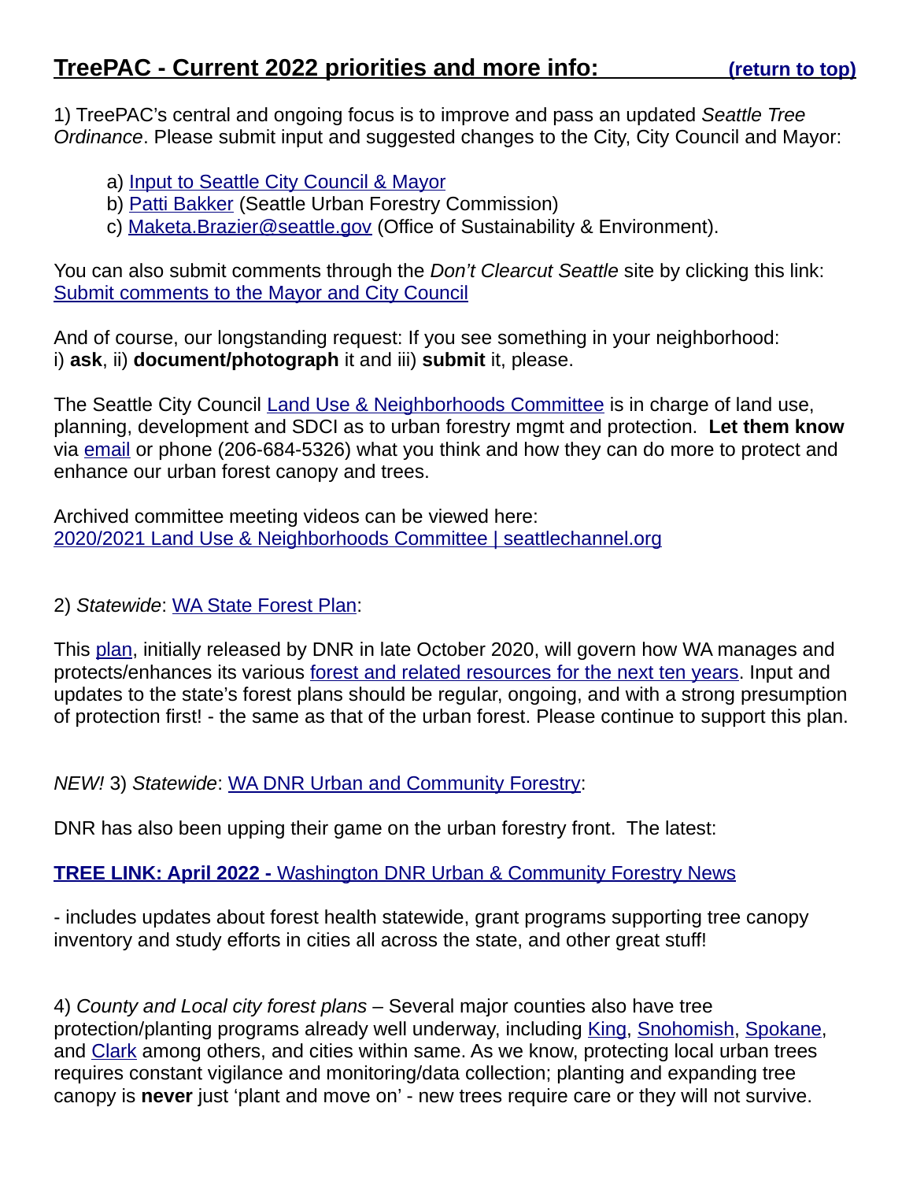## TreePAC - Current 2022 priorities and more info: (return to top)

1) TreePAC's central and ongoing focus is to improve and pass an updated *Seattle Tree Ordinance*. Please submit input and suggested changes to the City, City Council and Mayor:

   a) Input to Seattle City Council & Mayor
   b) Patti Bakker (Seattle Urban Forestry Commission)
   c) Maketa.Brazier@seattle.gov (Office of Sustainability & Environment).

You can also submit comments through the *Don't Clearcut Seattle* site by clicking this link: Submit comments to the Mayor and City Council

And of course, our longstanding request: If you see something in your neighborhood:
i) **ask**, ii) **document/photograph** it and iii) **submit** it, please.

The Seattle City Council Land Use & Neighborhoods Committee is in charge of land use, planning, development and SDCI as to urban forestry mgmt and protection. **Let them know** via email or phone (206-684-5326) what you think and how they can do more to protect and enhance our urban forest canopy and trees.

Archived committee meeting videos can be viewed here:
2020/2021 Land Use & Neighborhoods Committee | seattlechannel.org

2) *Statewide*: WA State Forest Plan:

This plan, initially released by DNR in late October 2020, will govern how WA manages and protects/enhances its various forest and related resources for the next ten years. Input and updates to the state's forest plans should be regular, ongoing, and with a strong presumption of protection first! - the same as that of the urban forest. Please continue to support this plan.

*NEW!* 3) *Statewide*: WA DNR Urban and Community Forestry:

DNR has also been upping their game on the urban forestry front. The latest:

**TREE LINK: April 2022 -** Washington DNR Urban & Community Forestry News

- includes updates about forest health statewide, grant programs supporting tree canopy inventory and study efforts in cities all across the state, and other great stuff!

4) *County and Local city forest plans* – Several major counties also have tree protection/planting programs already well underway, including King, Snohomish, Spokane, and Clark among others, and cities within same. As we know, protecting local urban trees requires constant vigilance and monitoring/data collection; planting and expanding tree canopy is **never** just 'plant and move on' - new trees require care or they will not survive.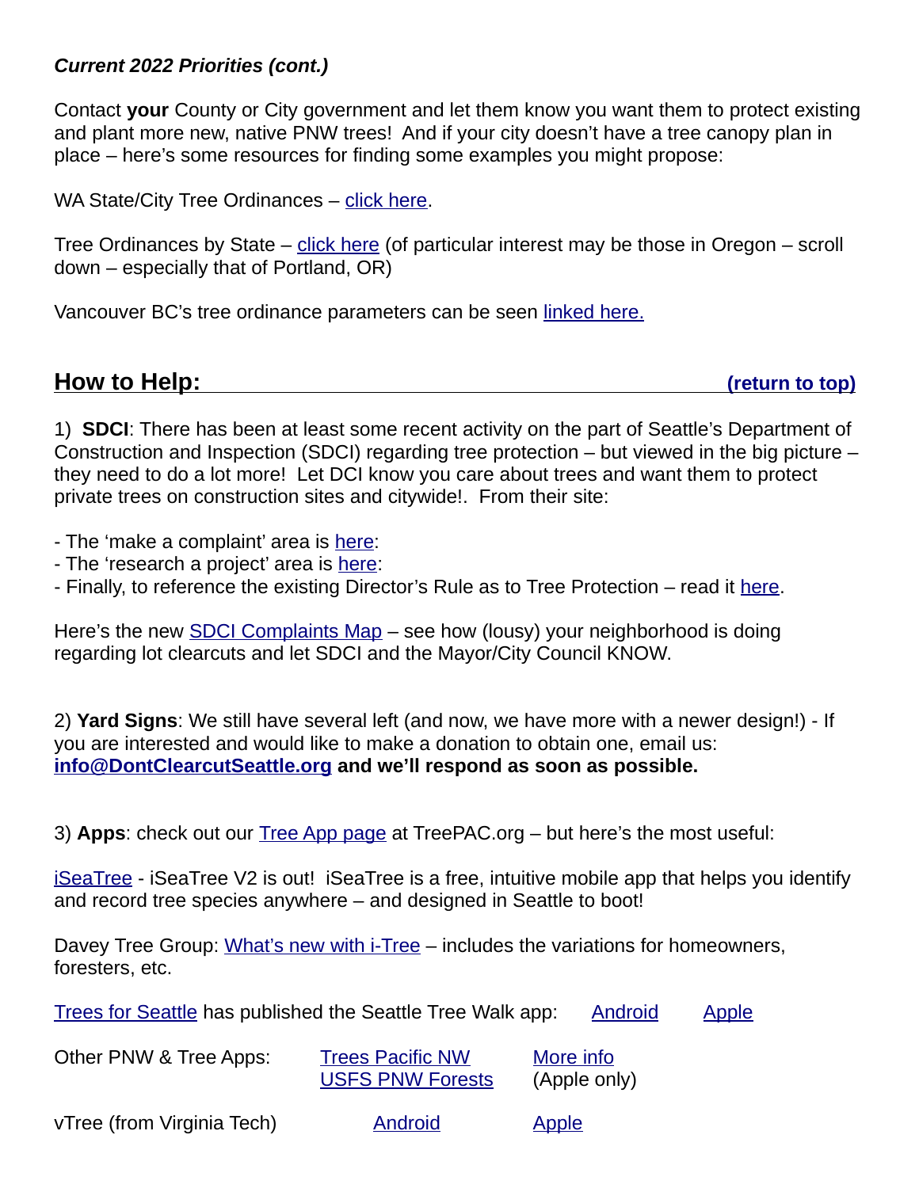***Current 2022 Priorities (cont.)***

Contact **your** County or City government and let them know you want them to protect existing and plant more new, native PNW trees! And if your city doesn't have a tree canopy plan in place – here's some resources for finding some examples you might propose:

WA State/City Tree Ordinances – click here.

Tree Ordinances by State – click here (of particular interest may be those in Oregon – scroll down – especially that of Portland, OR)

Vancouver BC's tree ordinance parameters can be seen linked here.

## How to Help:

**(return to top)**

1) **SDCI**: There has been at least some recent activity on the part of Seattle's Department of Construction and Inspection (SDCI) regarding tree protection – but viewed in the big picture – they need to do a lot more! Let DCI know you care about trees and want them to protect private trees on construction sites and citywide!. From their site:

- The 'make a complaint' area is here:
- The 'research a project' area is here:
- Finally, to reference the existing Director's Rule as to Tree Protection – read it here.

Here's the new SDCI Complaints Map – see how (lousy) your neighborhood is doing regarding lot clearcuts and let SDCI and the Mayor/City Council KNOW.

2) **Yard Signs**: We still have several left (and now, we have more with a newer design!) - If you are interested and would like to make a donation to obtain one, email us: **info@DontClearcutSeattle.org and we'll respond as soon as possible.**

3) **Apps**: check out our Tree App page at TreePAC.org – but here's the most useful:

iSeaTree - iSeaTree V2 is out! iSeaTree is a free, intuitive mobile app that helps you identify and record tree species anywhere – and designed in Seattle to boot!

Davey Tree Group: What's new with i-Tree – includes the variations for homeowners, foresters, etc.

Trees for Seattle has published the Seattle Tree Walk app: Android Apple

Other PNW & Tree Apps: Trees Pacific NW More info
USFS PNW Forests (Apple only)

vTree (from Virginia Tech) Android Apple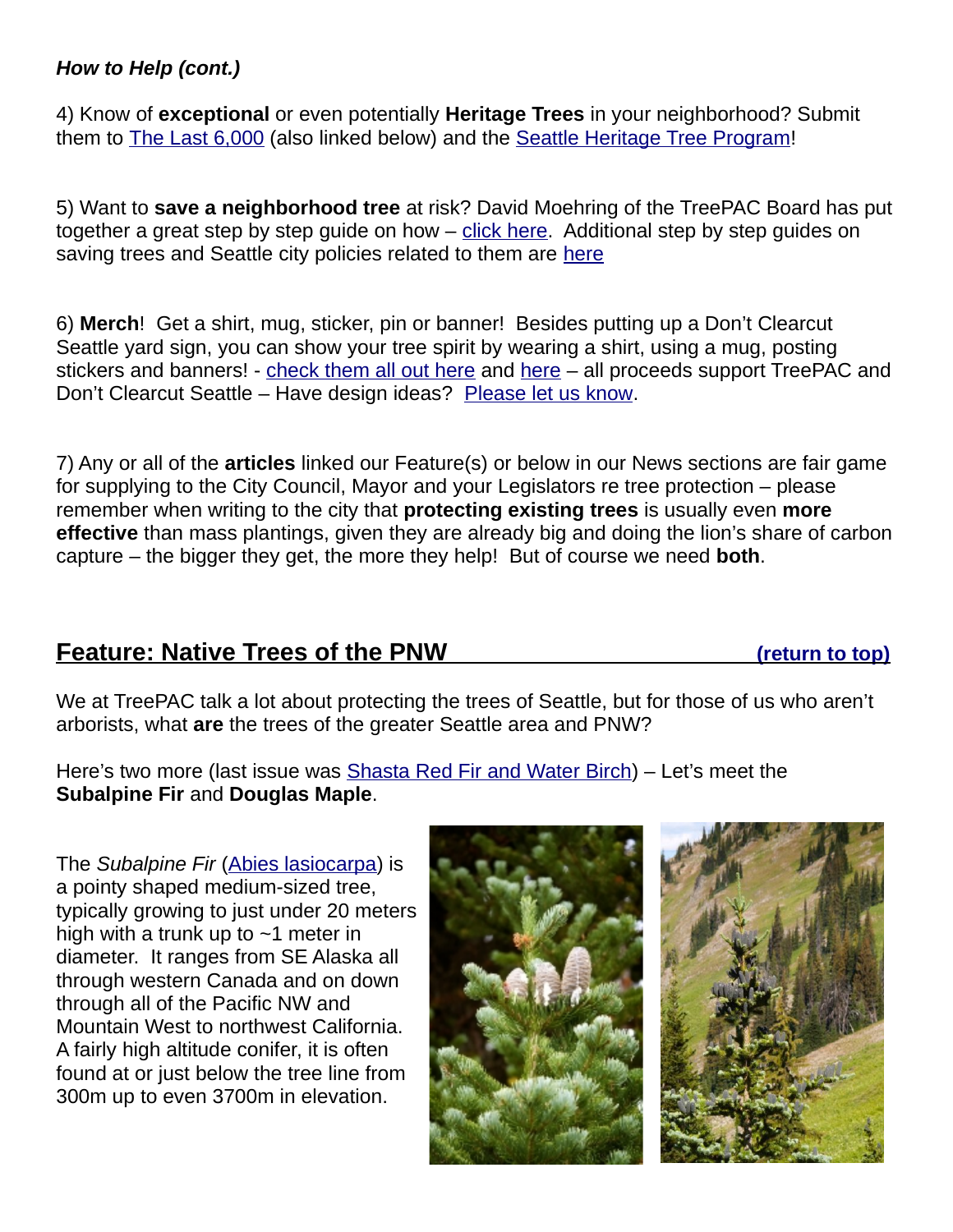***How to Help (cont.)***

4) Know of **exceptional** or even potentially **Heritage Trees** in your neighborhood? Submit them to The Last 6,000 (also linked below) and the Seattle Heritage Tree Program!

5) Want to **save a neighborhood tree** at risk? David Moehring of the TreePAC Board has put together a great step by step guide on how – click here. Additional step by step guides on saving trees and Seattle city policies related to them are here

6) **Merch**! Get a shirt, mug, sticker, pin or banner! Besides putting up a Don't Clearcut Seattle yard sign, you can show your tree spirit by wearing a shirt, using a mug, posting stickers and banners! - check them all out here and here – all proceeds support TreePAC and Don't Clearcut Seattle – Have design ideas? Please let us know.

7) Any or all of the **articles** linked our Feature(s) or below in our News sections are fair game for supplying to the City Council, Mayor and your Legislators re tree protection – please remember when writing to the city that **protecting existing trees** is usually even **more effective** than mass plantings, given they are already big and doing the lion's share of carbon capture – the bigger they get, the more they help! But of course we need **both**.

## Feature: Native Trees of the PNW

(return to top)

We at TreePAC talk a lot about protecting the trees of Seattle, but for those of us who aren't arborists, what **are** the trees of the greater Seattle area and PNW?

Here's two more (last issue was Shasta Red Fir and Water Birch) – Let's meet the **Subalpine Fir** and **Douglas Maple**.

The *Subalpine Fir* (Abies lasiocarpa) is a pointy shaped medium-sized tree, typically growing to just under 20 meters high with a trunk up to ~1 meter in diameter. It ranges from SE Alaska all through western Canada and on down through all of the Pacific NW and Mountain West to northwest California. A fairly high altitude conifer, it is often found at or just below the tree line from 300m up to even 3700m in elevation.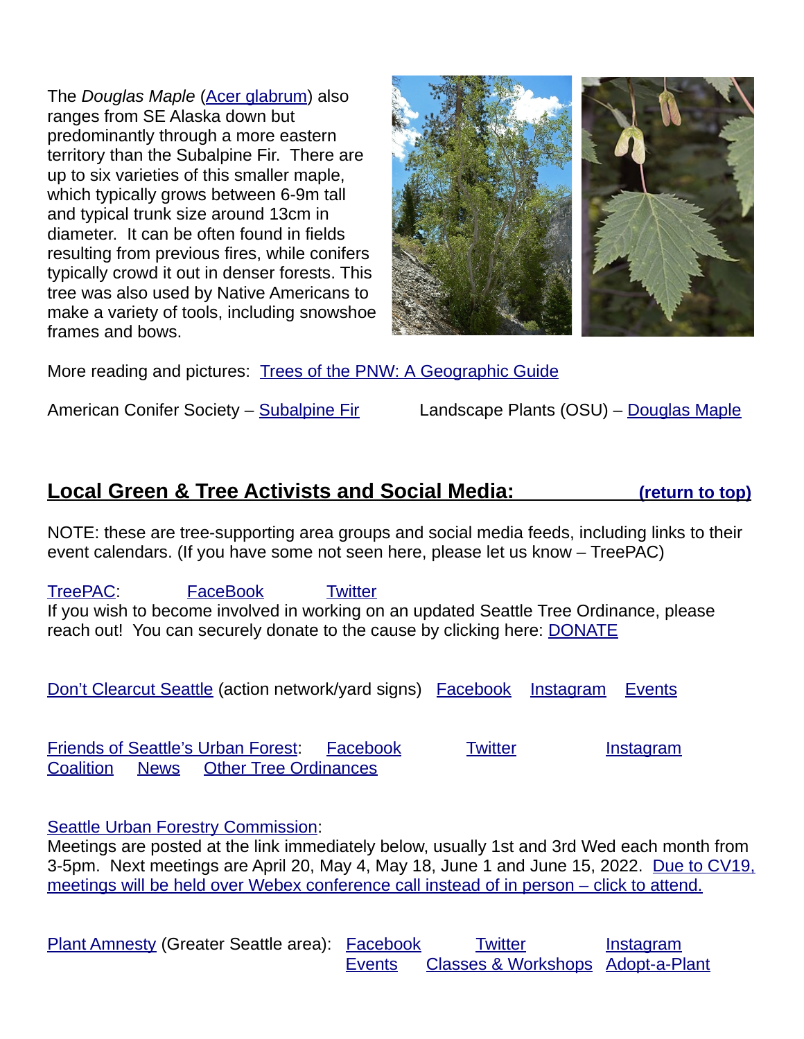The *Douglas Maple* (Acer glabrum) also ranges from SE Alaska down but predominantly through a more eastern territory than the Subalpine Fir. There are up to six varieties of this smaller maple, which typically grows between 6-9m tall and typical trunk size around 13cm in diameter. It can be often found in fields resulting from previous fires, while conifers typically crowd it out in denser forests. This tree was also used by Native Americans to make a variety of tools, including snowshoe frames and bows.

More reading and pictures: Trees of the PNW: A Geographic Guide

American Conifer Society – Subalpine Fir

Landscape Plants (OSU) – Douglas Maple

## Local Green & Tree Activists and Social Media:

**(return to top)**

NOTE: these are tree-supporting area groups and social media feeds, including links to their event calendars. (If you have some not seen here, please let us know – TreePAC)

TreePAC: FaceBook Twitter

If you wish to become involved in working on an updated Seattle Tree Ordinance, please reach out! You can securely donate to the cause by clicking here: DONATE

Don't Clearcut Seattle (action network/yard signs) Facebook Instagram Events

Friends of Seattle's Urban Forest: Facebook Twitter Instagram
Coalition News Other Tree Ordinances

Seattle Urban Forestry Commission:
Meetings are posted at the link immediately below, usually 1st and 3rd Wed each month from 3-5pm. Next meetings are April 20, May 4, May 18, June 1 and June 15, 2022. Due to CV19, meetings will be held over Webex conference call instead of in person – click to attend.

Plant Amnesty (Greater Seattle area): Facebook Twitter Instagram
Events Classes & Workshops Adopt-a-Plant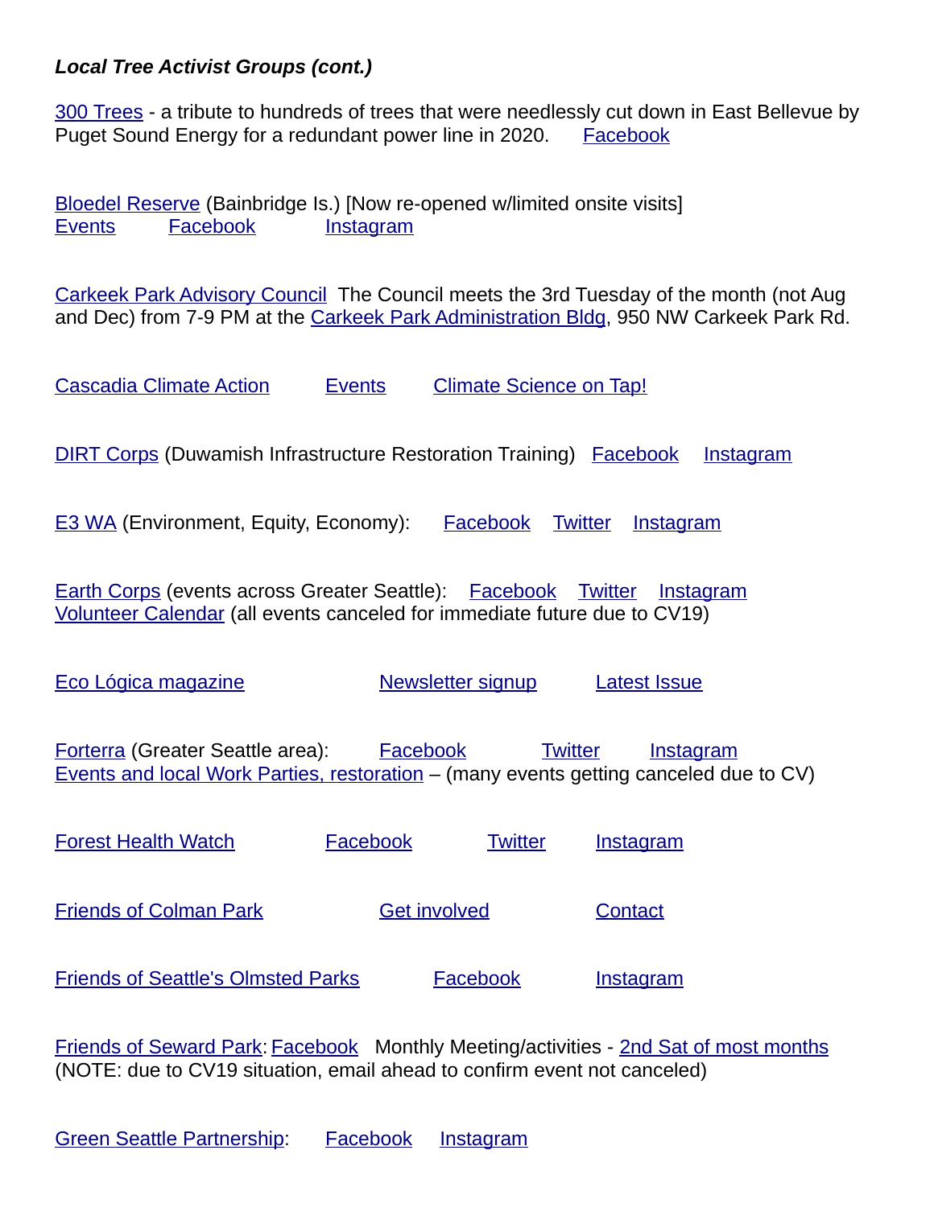***Local Tree Activist Groups (cont.)***

300 Trees - a tribute to hundreds of trees that were needlessly cut down in East Bellevue by Puget Sound Energy for a redundant power line in 2020. Facebook

Bloedel Reserve (Bainbridge Is.) [Now re-opened w/limited onsite visits]
Events Facebook Instagram

Carkeek Park Advisory Council The Council meets the 3rd Tuesday of the month (not Aug and Dec) from 7-9 PM at the Carkeek Park Administration Bldg, 950 NW Carkeek Park Rd.

Cascadia Climate Action Events Climate Science on Tap!

DIRT Corps (Duwamish Infrastructure Restoration Training) Facebook Instagram

E3 WA (Environment, Equity, Economy): Facebook Twitter Instagram

Earth Corps (events across Greater Seattle): Facebook Twitter Instagram
Volunteer Calendar (all events canceled for immediate future due to CV19)

Eco Lógica magazine Newsletter signup Latest Issue

Forterra (Greater Seattle area): Facebook Twitter Instagram
Events and local Work Parties, restoration – (many events getting canceled due to CV)

Forest Health Watch Facebook Twitter Instagram

Friends of Colman Park Get involved Contact

Friends of Seattle's Olmsted Parks Facebook Instagram

Friends of Seward Park: Facebook Monthly Meeting/activities - 2nd Sat of most months
(NOTE: due to CV19 situation, email ahead to confirm event not canceled)

Green Seattle Partnership: Facebook Instagram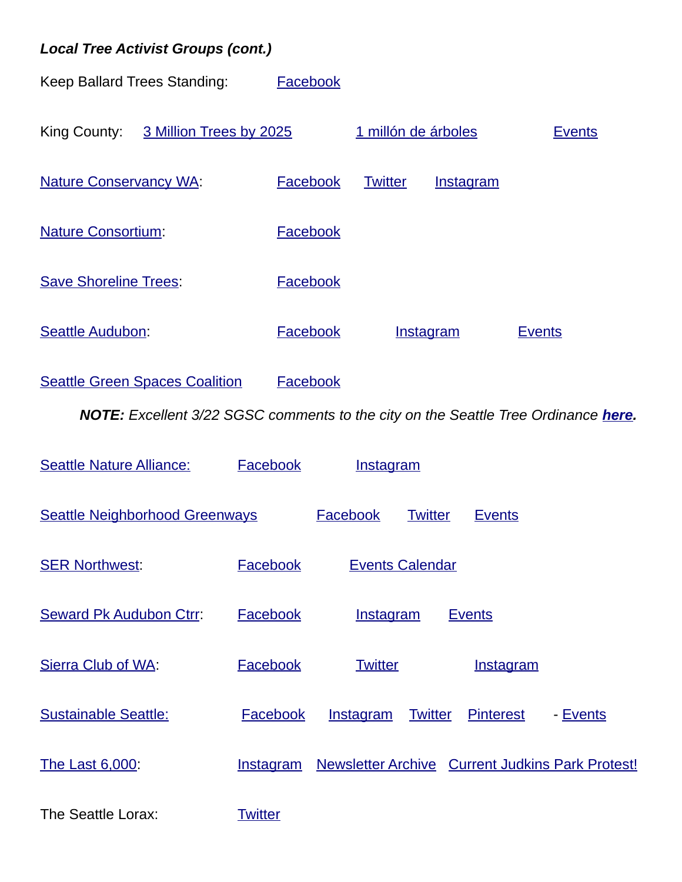***Local Tree Activist Groups (cont.)***

Keep Ballard Trees Standing: Facebook

King County: 3 Million Trees by 2025 1 millón de árboles Events

Nature Conservancy WA: Facebook Twitter Instagram

Nature Consortium: Facebook

Save Shoreline Trees: Facebook

Seattle Audubon: Facebook Instagram Events

Seattle Green Spaces Coalition Facebook

***NOTE:*** *Excellent 3/22 SGSC comments to the city on the Seattle Tree Ordinance* ***here.***

Seattle Nature Alliance: Facebook Instagram

Seattle Neighborhood Greenways Facebook Twitter Events

SER Northwest: Facebook Events Calendar

Seward Pk Audubon Ctrr: Facebook Instagram Events

Sierra Club of WA: Facebook Twitter Instagram

Sustainable Seattle: Facebook Instagram Twitter Pinterest - Events

The Last 6,000: Instagram Newsletter Archive Current Judkins Park Protest!

The Seattle Lorax: Twitter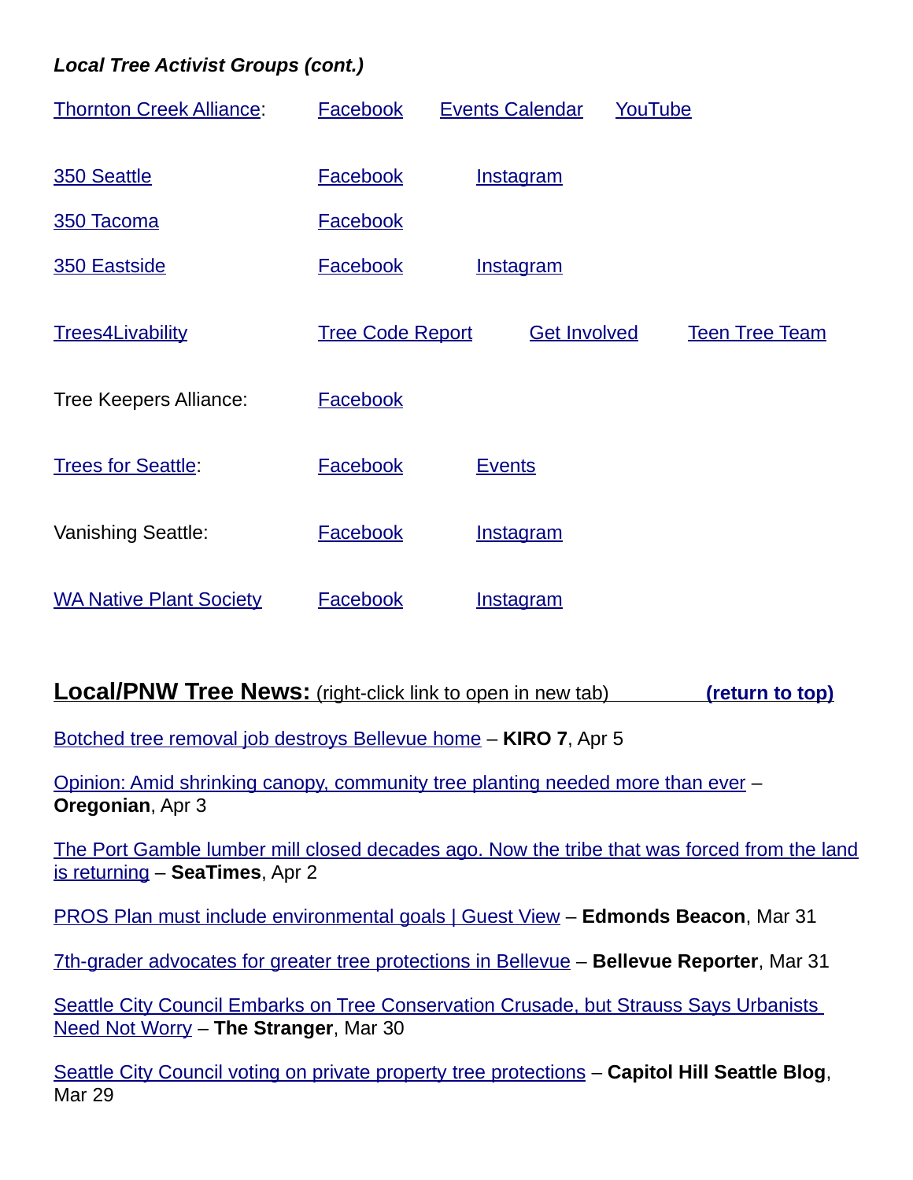***Local Tree Activist Groups (cont.)***

| | | | |
|---|---|---|---|
| Thornton Creek Alliance: | Facebook | Events Calendar | YouTube |
| 350 Seattle | Facebook | Instagram | |
| 350 Tacoma | Facebook | | |
| 350 Eastside | Facebook | Instagram | |
| Trees4Livability | Tree Code Report | Get Involved | Teen Tree Team |
| Tree Keepers Alliance: | Facebook | | |
| Trees for Seattle: | Facebook | Events | |
| Vanishing Seattle: | Facebook | Instagram | |
| WA Native Plant Society | Facebook | Instagram | |

## **Local/PNW Tree News:** (right-click link to open in new tab) **(return to top)**

Botched tree removal job destroys Bellevue home – **KIRO 7**, Apr 5

Opinion: Amid shrinking canopy, community tree planting needed more than ever – **Oregonian**, Apr 3

The Port Gamble lumber mill closed decades ago. Now the tribe that was forced from the land is returning – **SeaTimes**, Apr 2

PROS Plan must include environmental goals | Guest View – **Edmonds Beacon**, Mar 31

7th-grader advocates for greater tree protections in Bellevue – **Bellevue Reporter**, Mar 31

Seattle City Council Embarks on Tree Conservation Crusade, but Strauss Says Urbanists Need Not Worry – **The Stranger**, Mar 30

Seattle City Council voting on private property tree protections – **Capitol Hill Seattle Blog**, Mar 29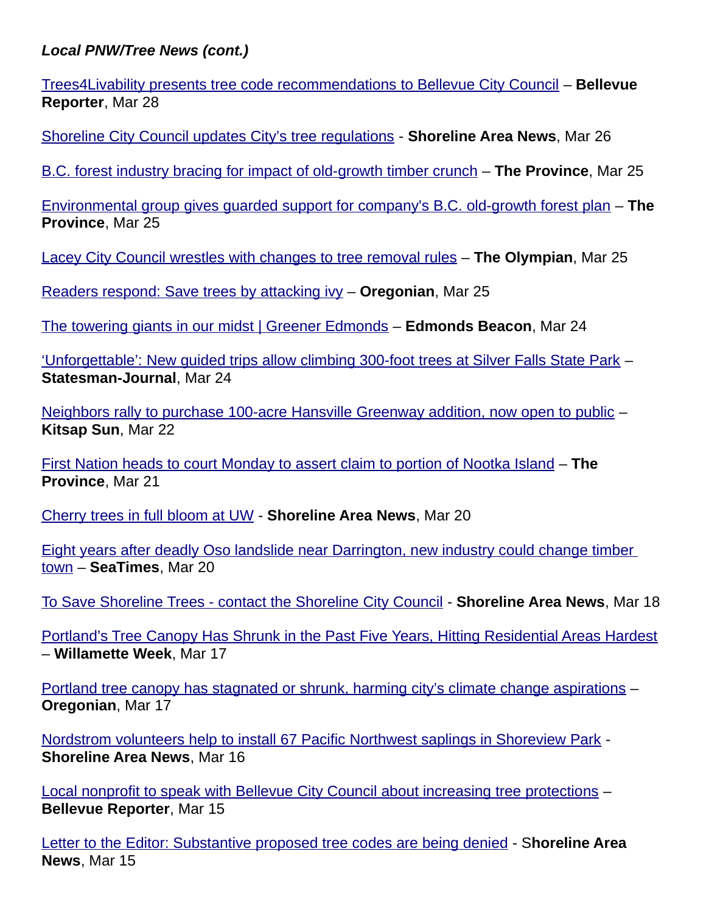***Local PNW/Tree News (cont.)***

Trees4Livability presents tree code recommendations to Bellevue City Council – **Bellevue Reporter**, Mar 28

Shoreline City Council updates City's tree regulations - **Shoreline Area News**, Mar 26

B.C. forest industry bracing for impact of old-growth timber crunch – **The Province**, Mar 25

Environmental group gives guarded support for company's B.C. old-growth forest plan – **The Province**, Mar 25

Lacey City Council wrestles with changes to tree removal rules – **The Olympian**, Mar 25

Readers respond: Save trees by attacking ivy – **Oregonian**, Mar 25

The towering giants in our midst | Greener Edmonds – **Edmonds Beacon**, Mar 24

'Unforgettable': New guided trips allow climbing 300-foot trees at Silver Falls State Park – **Statesman-Journal**, Mar 24

Neighbors rally to purchase 100-acre Hansville Greenway addition, now open to public – **Kitsap Sun**, Mar 22

First Nation heads to court Monday to assert claim to portion of Nootka Island – **The Province**, Mar 21

Cherry trees in full bloom at UW - **Shoreline Area News**, Mar 20

Eight years after deadly Oso landslide near Darrington, new industry could change timber town – **SeaTimes**, Mar 20

To Save Shoreline Trees - contact the Shoreline City Council - **Shoreline Area News**, Mar 18

Portland's Tree Canopy Has Shrunk in the Past Five Years, Hitting Residential Areas Hardest – **Willamette Week**, Mar 17

Portland tree canopy has stagnated or shrunk, harming city's climate change aspirations – **Oregonian**, Mar 17

Nordstrom volunteers help to install 67 Pacific Northwest saplings in Shoreview Park - **Shoreline Area News**, Mar 16

Local nonprofit to speak with Bellevue City Council about increasing tree protections – **Bellevue Reporter**, Mar 15

Letter to the Editor: Substantive proposed tree codes are being denied - S**horeline Area News**, Mar 15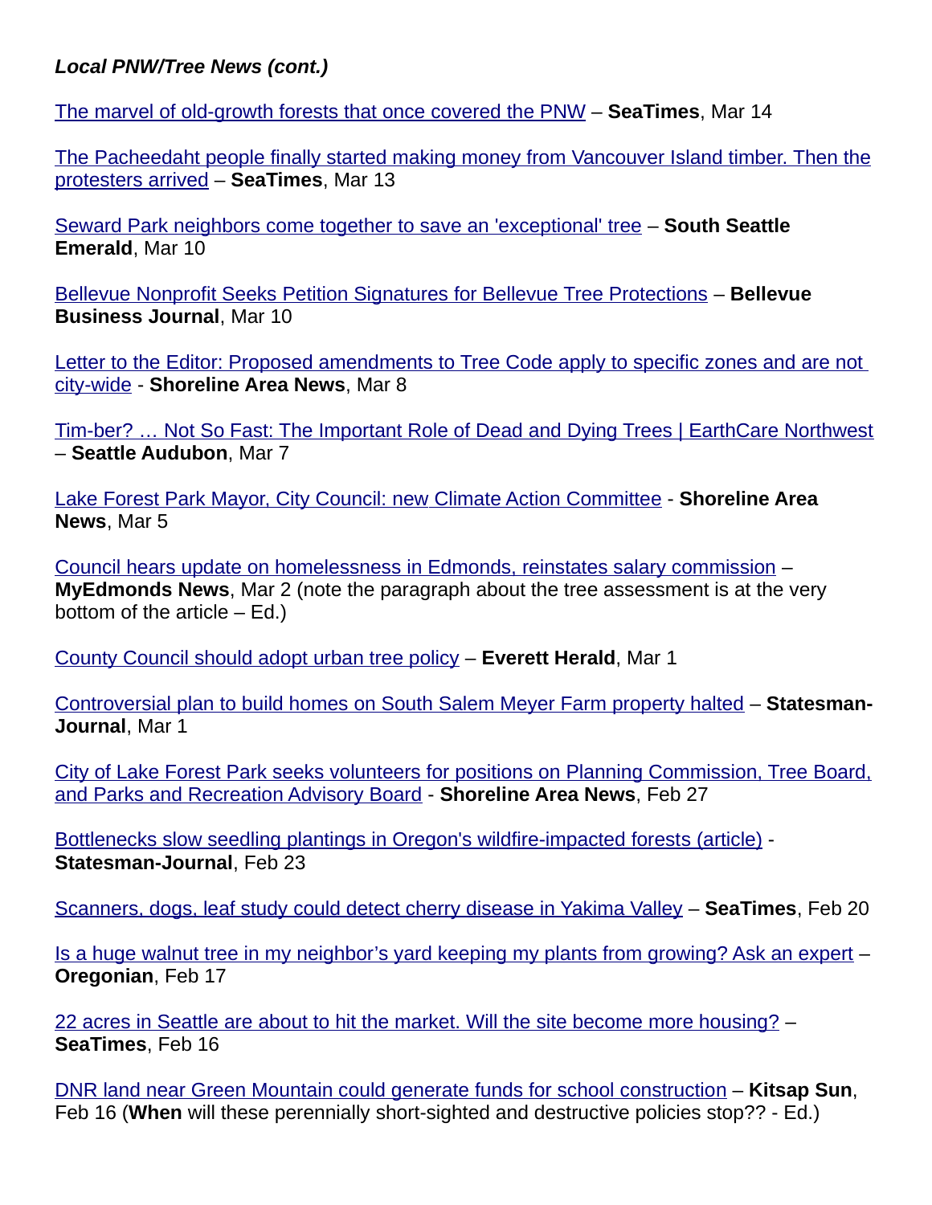***Local PNW/Tree News (cont.)***

The marvel of old-growth forests that once covered the PNW – **SeaTimes**, Mar 14

The Pacheedaht people finally started making money from Vancouver Island timber. Then the protesters arrived – **SeaTimes**, Mar 13

Seward Park neighbors come together to save an 'exceptional' tree – **South Seattle Emerald**, Mar 10

Bellevue Nonprofit Seeks Petition Signatures for Bellevue Tree Protections – **Bellevue Business Journal**, Mar 10

Letter to the Editor: Proposed amendments to Tree Code apply to specific zones and are not city-wide - **Shoreline Area News**, Mar 8

Tim-ber? … Not So Fast: The Important Role of Dead and Dying Trees | EarthCare Northwest – **Seattle Audubon**, Mar 7

Lake Forest Park Mayor, City Council: new Climate Action Committee - **Shoreline Area News**, Mar 5

Council hears update on homelessness in Edmonds, reinstates salary commission – **MyEdmonds News**, Mar 2 (note the paragraph about the tree assessment is at the very bottom of the article – Ed.)

County Council should adopt urban tree policy – **Everett Herald**, Mar 1

Controversial plan to build homes on South Salem Meyer Farm property halted – **Statesman-Journal**, Mar 1

City of Lake Forest Park seeks volunteers for positions on Planning Commission, Tree Board, and Parks and Recreation Advisory Board - **Shoreline Area News**, Feb 27

Bottlenecks slow seedling plantings in Oregon's wildfire-impacted forests (article) - **Statesman-Journal**, Feb 23

Scanners, dogs, leaf study could detect cherry disease in Yakima Valley – **SeaTimes**, Feb 20

Is a huge walnut tree in my neighbor's yard keeping my plants from growing? Ask an expert – **Oregonian**, Feb 17

22 acres in Seattle are about to hit the market. Will the site become more housing? – **SeaTimes**, Feb 16

DNR land near Green Mountain could generate funds for school construction – **Kitsap Sun**, Feb 16 (**When** will these perennially short-sighted and destructive policies stop?? - Ed.)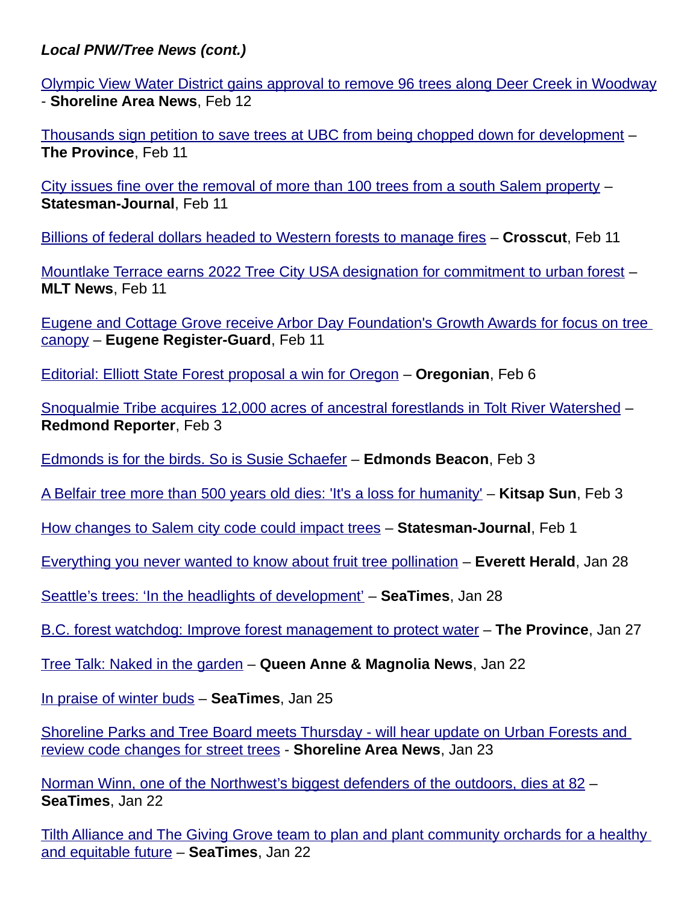***Local PNW/Tree News (cont.)***

Olympic View Water District gains approval to remove 96 trees along Deer Creek in Woodway - **Shoreline Area News**, Feb 12

Thousands sign petition to save trees at UBC from being chopped down for development – **The Province**, Feb 11

City issues fine over the removal of more than 100 trees from a south Salem property – **Statesman-Journal**, Feb 11

Billions of federal dollars headed to Western forests to manage fires – **Crosscut**, Feb 11

Mountlake Terrace earns 2022 Tree City USA designation for commitment to urban forest – **MLT News**, Feb 11

Eugene and Cottage Grove receive Arbor Day Foundation's Growth Awards for focus on tree canopy – **Eugene Register-Guard**, Feb 11

Editorial: Elliott State Forest proposal a win for Oregon – **Oregonian**, Feb 6

Snoqualmie Tribe acquires 12,000 acres of ancestral forestlands in Tolt River Watershed – **Redmond Reporter**, Feb 3

Edmonds is for the birds. So is Susie Schaefer – **Edmonds Beacon**, Feb 3

A Belfair tree more than 500 years old dies: 'It's a loss for humanity' – **Kitsap Sun**, Feb 3

How changes to Salem city code could impact trees – **Statesman-Journal**, Feb 1

Everything you never wanted to know about fruit tree pollination – **Everett Herald**, Jan 28

Seattle's trees: 'In the headlights of development' – **SeaTimes**, Jan 28

B.C. forest watchdog: Improve forest management to protect water – **The Province**, Jan 27

Tree Talk: Naked in the garden – **Queen Anne & Magnolia News**, Jan 22

In praise of winter buds – **SeaTimes**, Jan 25

Shoreline Parks and Tree Board meets Thursday - will hear update on Urban Forests and review code changes for street trees - **Shoreline Area News**, Jan 23

Norman Winn, one of the Northwest's biggest defenders of the outdoors, dies at 82 – **SeaTimes**, Jan 22

Tilth Alliance and The Giving Grove team to plan and plant community orchards for a healthy and equitable future – **SeaTimes**, Jan 22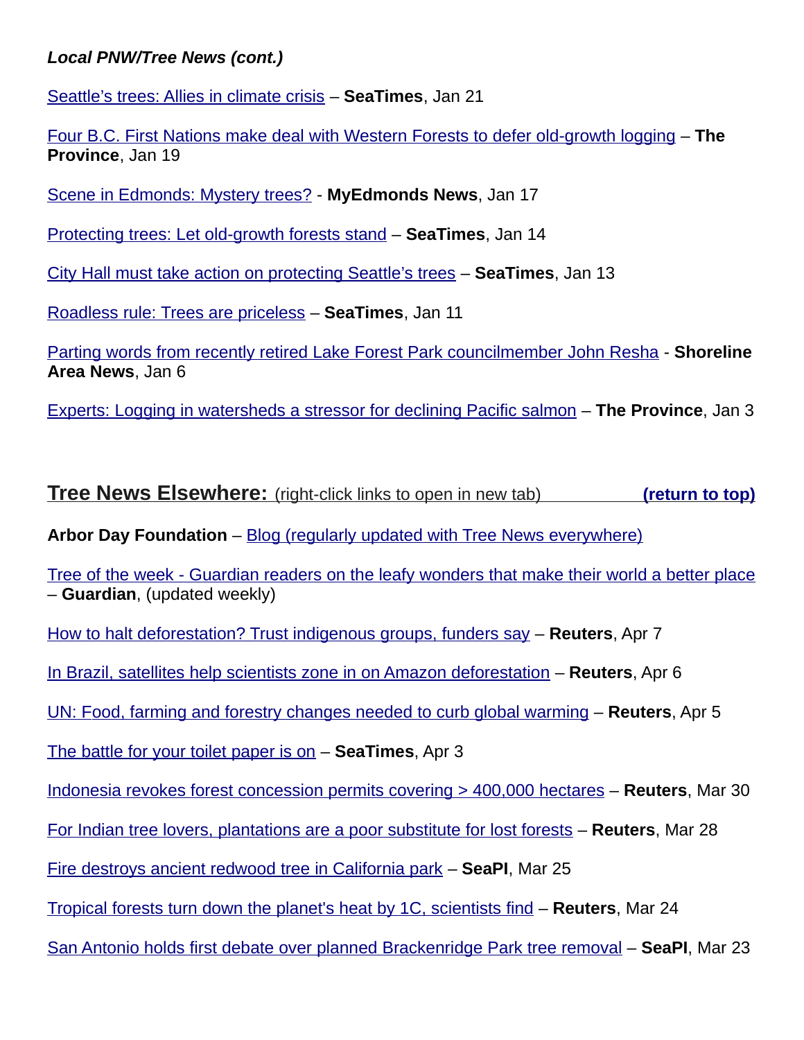***Local PNW/Tree News (cont.)***

Seattle's trees: Allies in climate crisis – **SeaTimes**, Jan 21

Four B.C. First Nations make deal with Western Forests to defer old-growth logging – **The Province**, Jan 19

Scene in Edmonds: Mystery trees? - **MyEdmonds News**, Jan 17

Protecting trees: Let old-growth forests stand – **SeaTimes**, Jan 14

City Hall must take action on protecting Seattle's trees – **SeaTimes**, Jan 13

Roadless rule: Trees are priceless – **SeaTimes**, Jan 11

Parting words from recently retired Lake Forest Park councilmember John Resha - **Shoreline Area News**, Jan 6

Experts: Logging in watersheds a stressor for declining Pacific salmon – **The Province**, Jan 3

## Tree News Elsewhere: (right-click links to open in new tab) **(return to top)**

**Arbor Day Foundation** – Blog (regularly updated with Tree News everywhere)

Tree of the week - Guardian readers on the leafy wonders that make their world a better place – **Guardian**, (updated weekly)

How to halt deforestation? Trust indigenous groups, funders say – **Reuters**, Apr 7

In Brazil, satellites help scientists zone in on Amazon deforestation – **Reuters**, Apr 6

UN: Food, farming and forestry changes needed to curb global warming – **Reuters**, Apr 5

The battle for your toilet paper is on – **SeaTimes**, Apr 3

Indonesia revokes forest concession permits covering > 400,000 hectares – **Reuters**, Mar 30

For Indian tree lovers, plantations are a poor substitute for lost forests – **Reuters**, Mar 28

Fire destroys ancient redwood tree in California park – **SeaPI**, Mar 25

Tropical forests turn down the planet's heat by 1C, scientists find – **Reuters**, Mar 24

San Antonio holds first debate over planned Brackenridge Park tree removal – **SeaPI**, Mar 23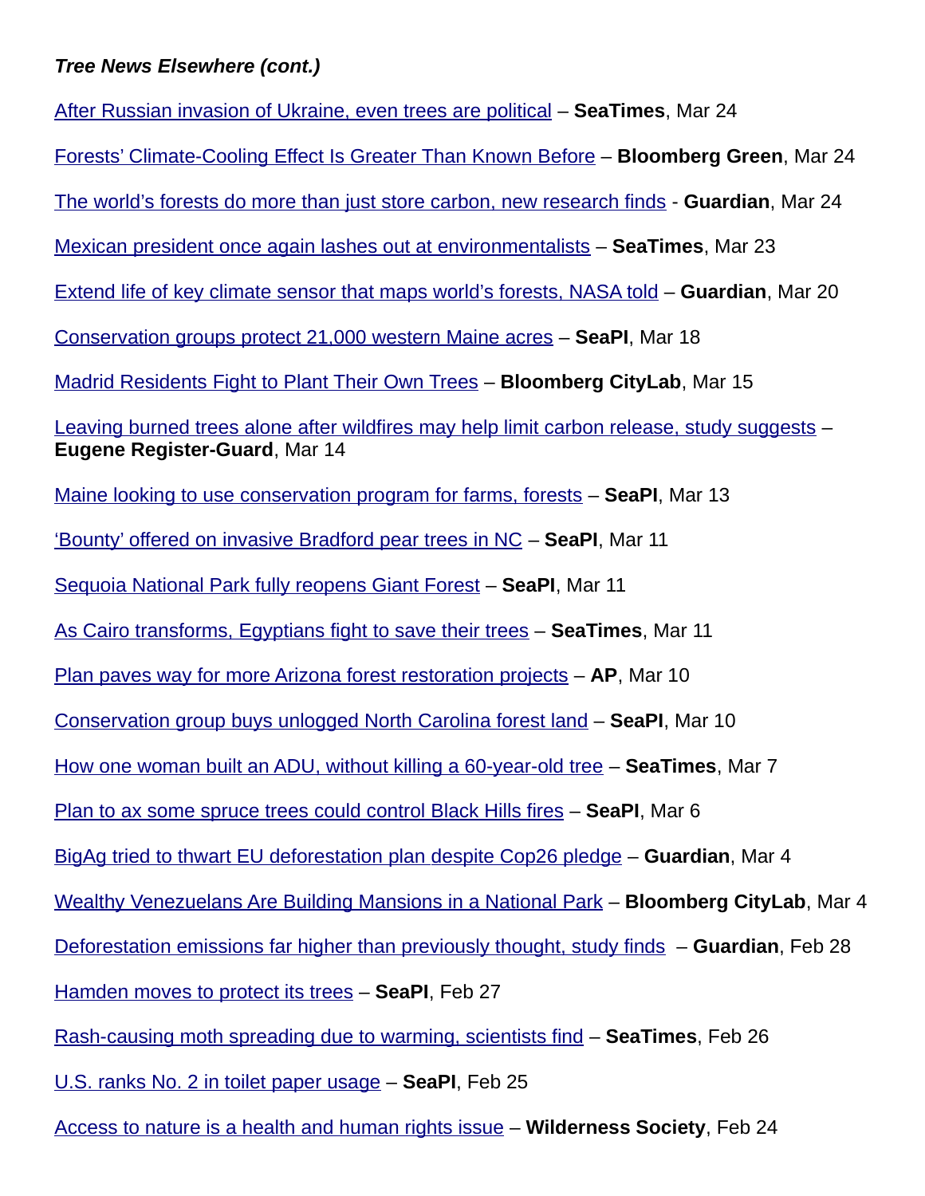***Tree News Elsewhere (cont.)***

After Russian invasion of Ukraine, even trees are political – **SeaTimes**, Mar 24

Forests' Climate-Cooling Effect Is Greater Than Known Before – **Bloomberg Green**, Mar 24

The world's forests do more than just store carbon, new research finds - **Guardian**, Mar 24

Mexican president once again lashes out at environmentalists – **SeaTimes**, Mar 23

Extend life of key climate sensor that maps world's forests, NASA told – **Guardian**, Mar 20

Conservation groups protect 21,000 western Maine acres – **SeaPI**, Mar 18

Madrid Residents Fight to Plant Their Own Trees – **Bloomberg CityLab**, Mar 15

Leaving burned trees alone after wildfires may help limit carbon release, study suggests – **Eugene Register-Guard**, Mar 14

Maine looking to use conservation program for farms, forests – **SeaPI**, Mar 13

'Bounty' offered on invasive Bradford pear trees in NC – **SeaPI**, Mar 11

Sequoia National Park fully reopens Giant Forest – **SeaPI**, Mar 11

As Cairo transforms, Egyptians fight to save their trees – **SeaTimes**, Mar 11

Plan paves way for more Arizona forest restoration projects – **AP**, Mar 10

Conservation group buys unlogged North Carolina forest land – **SeaPI**, Mar 10

How one woman built an ADU, without killing a 60-year-old tree – **SeaTimes**, Mar 7

Plan to ax some spruce trees could control Black Hills fires – **SeaPI**, Mar 6

BigAg tried to thwart EU deforestation plan despite Cop26 pledge – **Guardian**, Mar 4

Wealthy Venezuelans Are Building Mansions in a National Park – **Bloomberg CityLab**, Mar 4

Deforestation emissions far higher than previously thought, study finds – **Guardian**, Feb 28

Hamden moves to protect its trees – **SeaPI**, Feb 27

Rash-causing moth spreading due to warming, scientists find – **SeaTimes**, Feb 26

U.S. ranks No. 2 in toilet paper usage – **SeaPI**, Feb 25

Access to nature is a health and human rights issue – **Wilderness Society**, Feb 24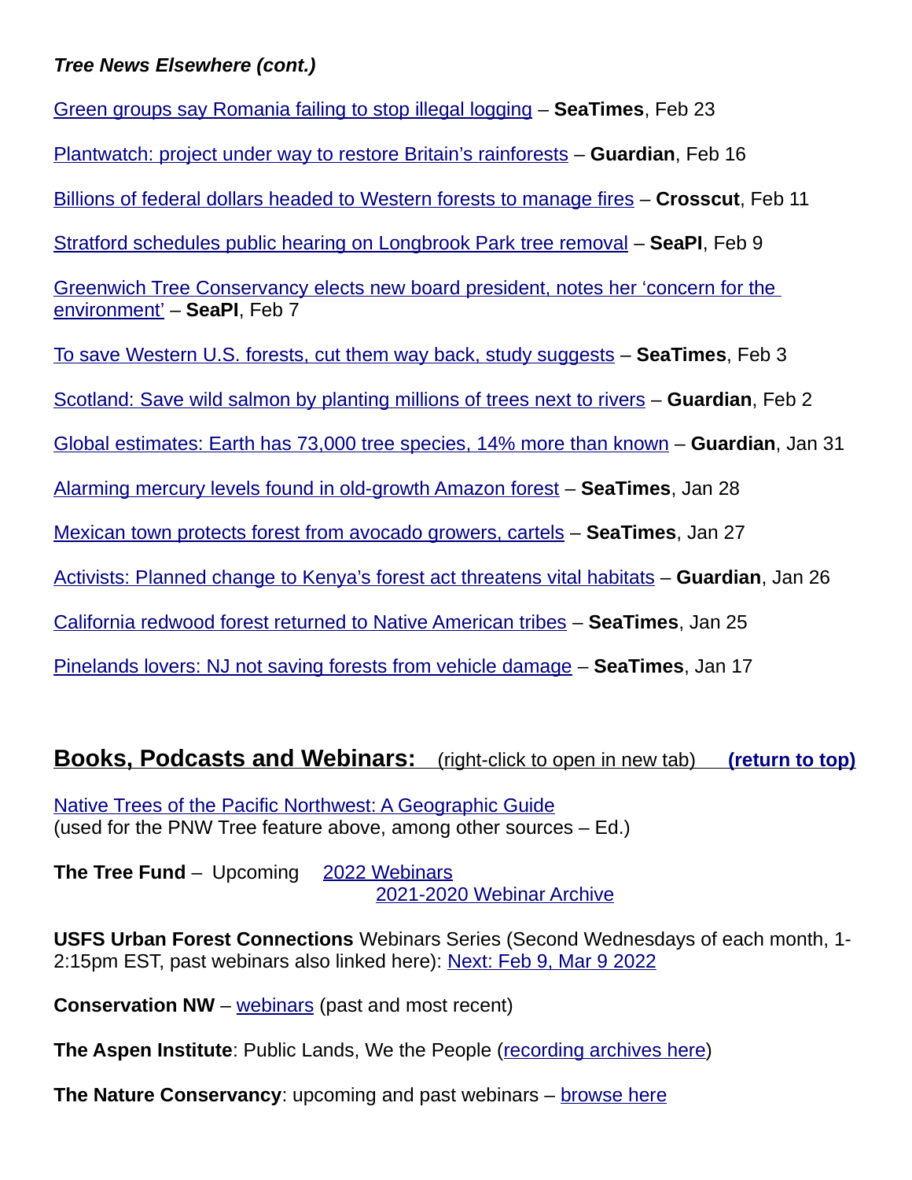***Tree News Elsewhere (cont.)***

Green groups say Romania failing to stop illegal logging – **SeaTimes**, Feb 23

Plantwatch: project under way to restore Britain's rainforests – **Guardian**, Feb 16

Billions of federal dollars headed to Western forests to manage fires – **Crosscut**, Feb 11

Stratford schedules public hearing on Longbrook Park tree removal – **SeaPI**, Feb 9

Greenwich Tree Conservancy elects new board president, notes her 'concern for the environment' – **SeaPI**, Feb 7

To save Western U.S. forests, cut them way back, study suggests – **SeaTimes**, Feb 3

Scotland: Save wild salmon by planting millions of trees next to rivers – **Guardian**, Feb 2

Global estimates: Earth has 73,000 tree species, 14% more than known – **Guardian**, Jan 31

Alarming mercury levels found in old-growth Amazon forest – **SeaTimes**, Jan 28

Mexican town protects forest from avocado growers, cartels – **SeaTimes**, Jan 27

Activists: Planned change to Kenya's forest act threatens vital habitats – **Guardian**, Jan 26

California redwood forest returned to Native American tribes – **SeaTimes**, Jan 25

Pinelands lovers: NJ not saving forests from vehicle damage – **SeaTimes**, Jan 17

## Books, Podcasts and Webinars: (right-click to open in new tab) **(return to top)**

Native Trees of the Pacific Northwest: A Geographic Guide
(used for the PNW Tree feature above, among other sources – Ed.)

**The Tree Fund** – Upcoming 2022 Webinars
2021-2020 Webinar Archive

**USFS Urban Forest Connections** Webinars Series (Second Wednesdays of each month, 1-2:15pm EST, past webinars also linked here): Next: Feb 9, Mar 9 2022

**Conservation NW** – webinars (past and most recent)

**The Aspen Institute**: Public Lands, We the People (recording archives here)

**The Nature Conservancy**: upcoming and past webinars – browse here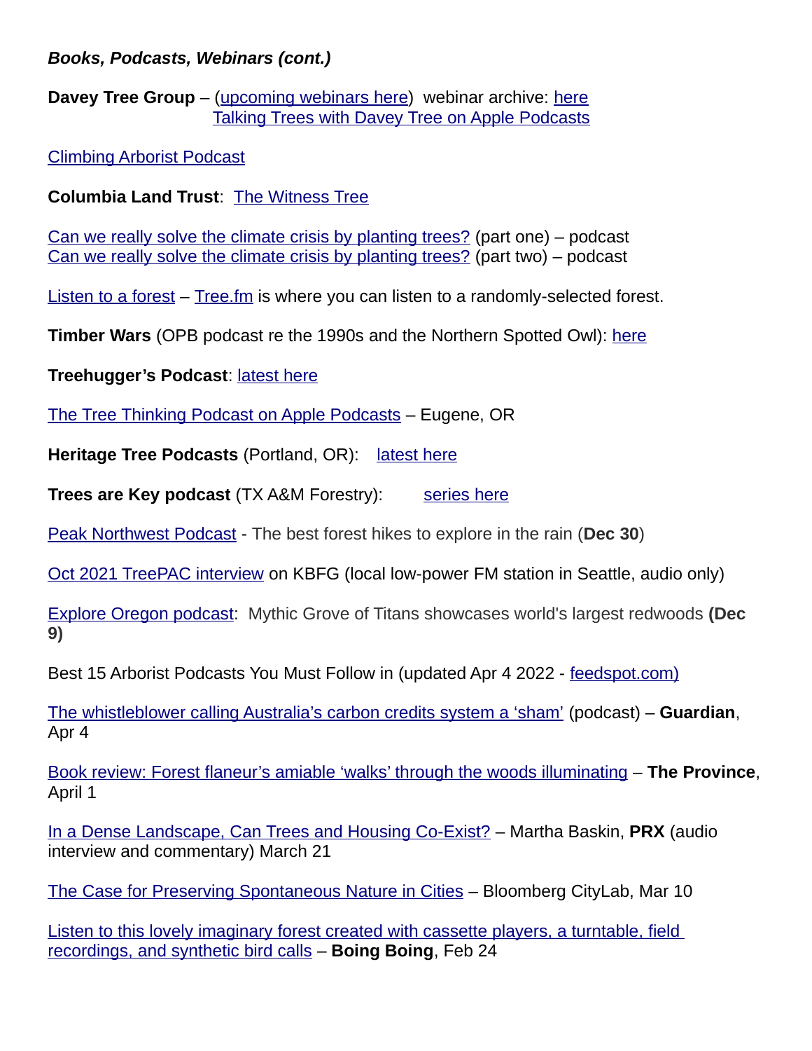***Books, Podcasts, Webinars (cont.)***

**Davey Tree Group** – (upcoming webinars here) webinar archive: here
Talking Trees with Davey Tree on Apple Podcasts

Climbing Arborist Podcast

**Columbia Land Trust**: The Witness Tree

Can we really solve the climate crisis by planting trees? (part one) – podcast
Can we really solve the climate crisis by planting trees? (part two) – podcast

Listen to a forest – Tree.fm is where you can listen to a randomly-selected forest.

**Timber Wars** (OPB podcast re the 1990s and the Northern Spotted Owl): here

**Treehugger's Podcast**: latest here

The Tree Thinking Podcast on Apple Podcasts – Eugene, OR

**Heritage Tree Podcasts** (Portland, OR): latest here

**Trees are Key podcast** (TX A&M Forestry): series here

Peak Northwest Podcast - The best forest hikes to explore in the rain (**Dec 30**)

Oct 2021 TreePAC interview on KBFG (local low-power FM station in Seattle, audio only)

Explore Oregon podcast: Mythic Grove of Titans showcases world's largest redwoods **(Dec 9)**

Best 15 Arborist Podcasts You Must Follow in (updated Apr 4 2022 - feedspot.com)

The whistleblower calling Australia's carbon credits system a 'sham' (podcast) – **Guardian**, Apr 4

Book review: Forest flaneur's amiable 'walks' through the woods illuminating – **The Province**, April 1

In a Dense Landscape, Can Trees and Housing Co-Exist? – Martha Baskin, **PRX** (audio interview and commentary) March 21

The Case for Preserving Spontaneous Nature in Cities – Bloomberg CityLab, Mar 10

Listen to this lovely imaginary forest created with cassette players, a turntable, field recordings, and synthetic bird calls – **Boing Boing**, Feb 24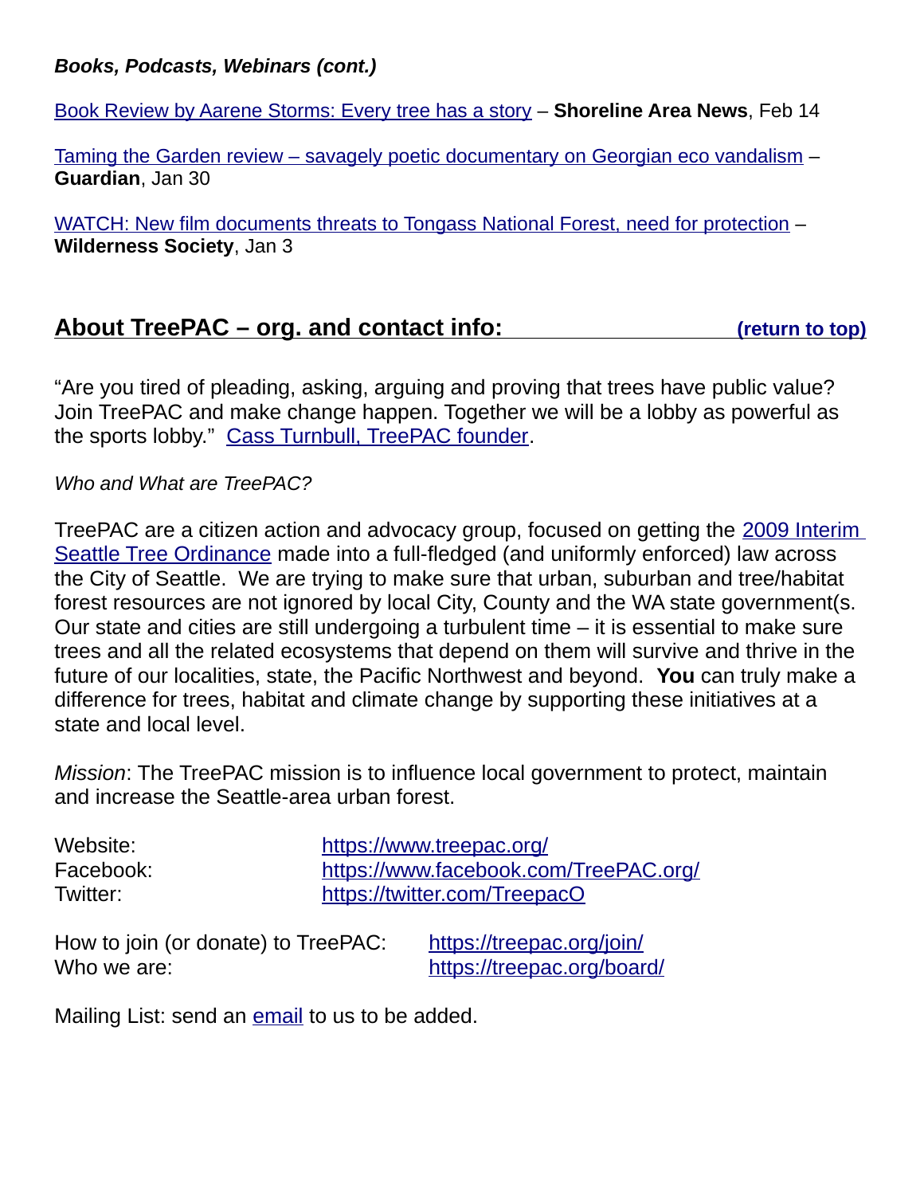***Books, Podcasts, Webinars (cont.)***

Book Review by Aarene Storms: Every tree has a story – **Shoreline Area News**, Feb 14

Taming the Garden review – savagely poetic documentary on Georgian eco vandalism – **Guardian**, Jan 30

WATCH: New film documents threats to Tongass National Forest, need for protection – **Wilderness Society**, Jan 3

## About TreePAC – org. and contact info: (return to top)

"Are you tired of pleading, asking, arguing and proving that trees have public value? Join TreePAC and make change happen. Together we will be a lobby as powerful as the sports lobby." Cass Turnbull, TreePAC founder.

*Who and What are TreePAC?*

TreePAC are a citizen action and advocacy group, focused on getting the 2009 Interim Seattle Tree Ordinance made into a full-fledged (and uniformly enforced) law across the City of Seattle. We are trying to make sure that urban, suburban and tree/habitat forest resources are not ignored by local City, County and the WA state government(s. Our state and cities are still undergoing a turbulent time – it is essential to make sure trees and all the related ecosystems that depend on them will survive and thrive in the future of our localities, state, the Pacific Northwest and beyond. **You** can truly make a difference for trees, habitat and climate change by supporting these initiatives at a state and local level.

*Mission*: The TreePAC mission is to influence local government to protect, maintain and increase the Seattle-area urban forest.

Website: https://www.treepac.org/
Facebook: https://www.facebook.com/TreePAC.org/
Twitter: https://twitter.com/TreepacO

How to join (or donate) to TreePAC: https://treepac.org/join/
Who we are: https://treepac.org/board/

Mailing List: send an email to us to be added.